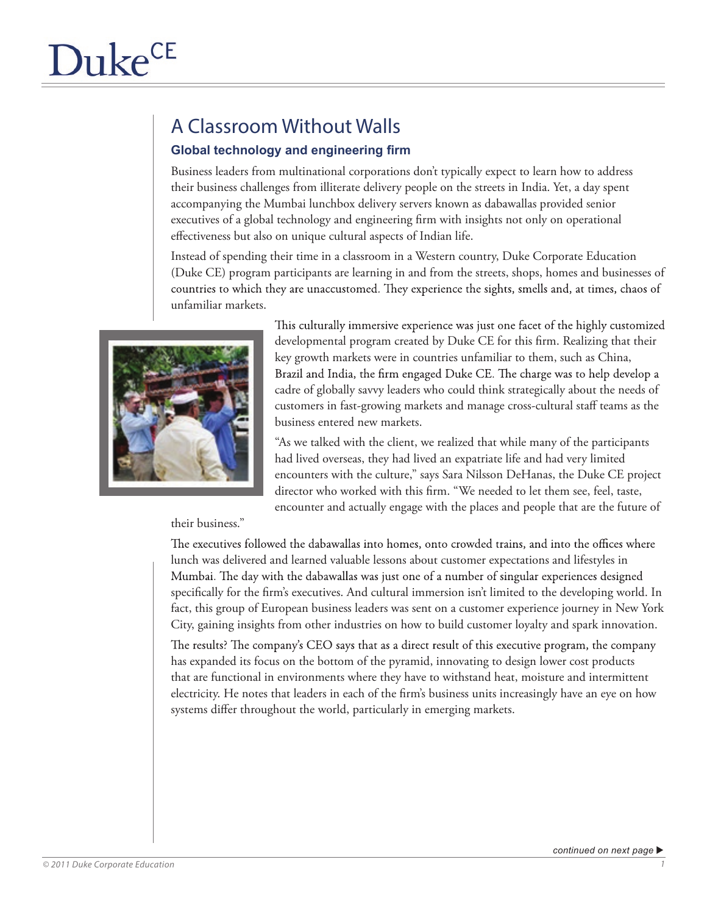# A Classroom Without Walls

### Global technology and engineering firm

Business leaders from multinational corporations don't typically expect to learn how to address their business challenges from illiterate delivery people on the streets in India. Yet, a day spent accompanying the Mumbai lunchbox delivery servers known as dabawallas provided senior executives of a global technology and engineering firm with insights not only on operational effectiveness but also on unique cultural aspects of Indian life.

Instead of spending their time in a classroom in a Western country, Duke Corporate Education (Duke CE) program participants are learning in and from the streets, shops, homes and businesses of countries to which they are unaccustomed. They experience the sights, smells and, at times, chaos of unfamiliar markets.

This culturally immersive experience was just one facet of the highly customized developmental program created by Duke CE for this firm. Realizing that their key growth markets were in countries unfamiliar to them, such as China, Brazil and India, the firm engaged Duke CE. The charge was to help develop a cadre of globally savvy leaders who could think strategically about the needs of customers in fast-growing markets and manage cross-cultural staff teams as the business entered new markets.

"As we talked with the client, we realized that while many of the participants had lived overseas, they had lived an expatriate life and had very limited encounters with the culture," says Sara Nilsson DeHanas, the Duke CE project director who worked with this firm. "We needed to let them see, feel, taste, encounter and actually engage with the places and people that are the future of their business."

The executives followed the dabawallas into homes, onto crowded trains, and into the offices where lunch was delivered and learned valuable lessons about customer expectations and lifestyles in Mumbai. The day with the dabawallas was just one of a number of singular experiences designed specifically for the firm's executives. And cultural immersion isn't limited to the developing world. In fact, this group of European business leaders was sent on a customer experience journey in New York City, gaining insights from other industries on how to build customer loyalty and spark innovation.

The results? The company's CEO says that as a direct result of this executive program, the company has expanded its focus on the bottom of the pyramid, innovating to design lower cost products that are functional in environments where they have to withstand heat, moisture and intermittent electricity. He notes that leaders in each of the firm's business units increasingly have an eye on how systems differ throughout the world, particularly in emerging markets.

*continued on next page ▶*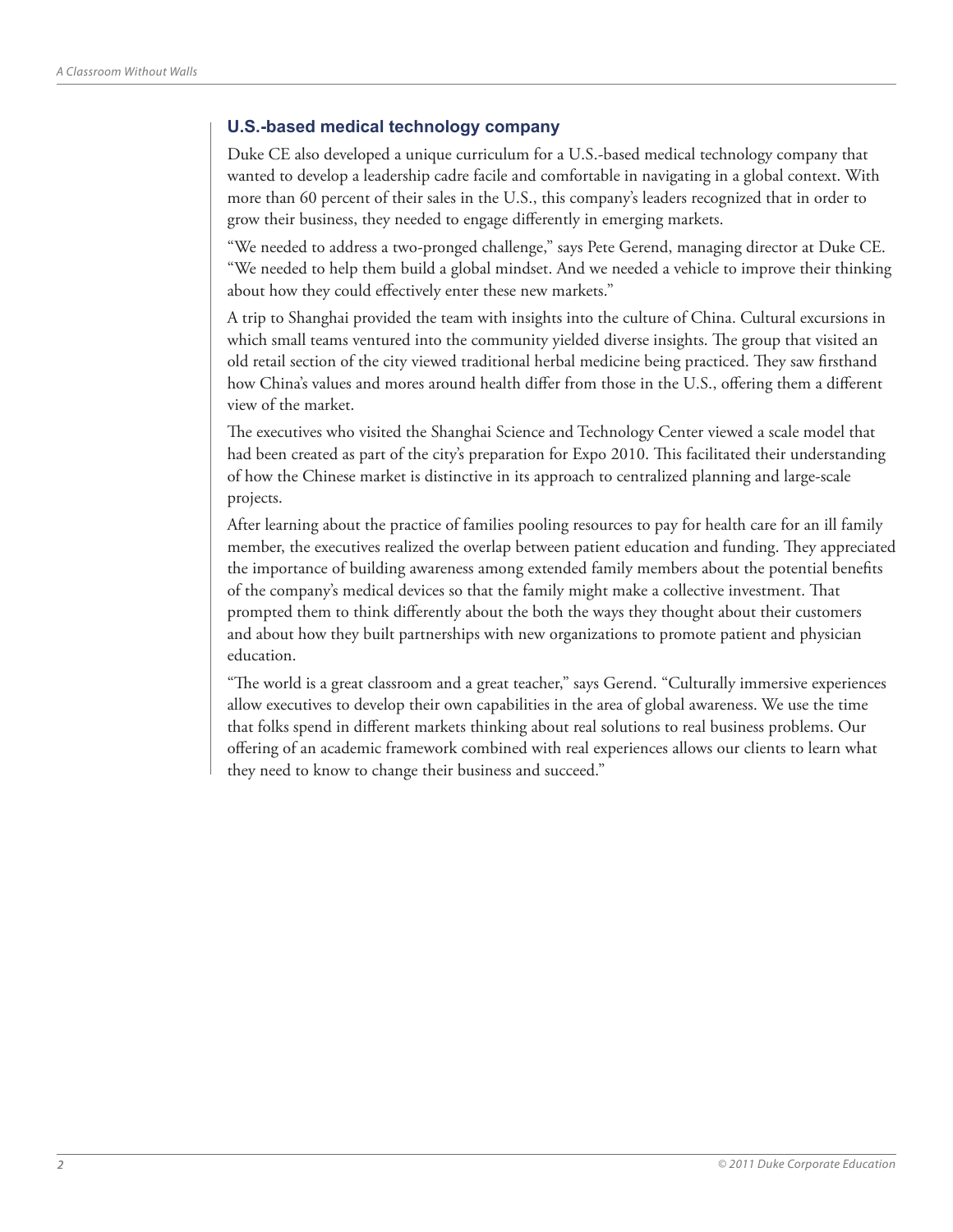### U.S.-based medical technology company

Duke CE also developed a unique curriculum for a U.S.-based medical technology company that wanted to develop a leadership cadre facile and comfortable in navigating in a global context. With more than 60 percent of their sales in the U.S., this company's leaders recognized that in order to grow their business, they needed to engage differently in emerging markets.

"We needed to address a two-pronged challenge," says Pete Gerend, managing director at Duke CE. "We needed to help them build a global mindset. And we needed a vehicle to improve their thinking about how they could effectively enter these new markets."

A trip to Shanghai provided the team with insights into the culture of China. Cultural excursions in which small teams ventured into the community yielded diverse insights. The group that visited an old retail section of the city viewed traditional herbal medicine being practiced. They saw firsthand how China's values and mores around health differ from those in the U.S., offering them a different view of the market.

The executives who visited the Shanghai Science and Technology Center viewed a scale model that had been created as part of the city's preparation for Expo 2010. This facilitated their understanding of how the Chinese market is distinctive in its approach to centralized planning and large-scale projects.

After learning about the practice of families pooling resources to pay for health care for an ill family member, the executives realized the overlap between patient education and funding. They appreciated the importance of building awareness among extended family members about the potential benefits of the company's medical devices so that the family might make a collective investment. That prompted them to think differently about the both the ways they thought about their customers and about how they built partnerships with new organizations to promote patient and physician education.

"The world is a great classroom and a great teacher," says Gerend. "Culturally immersive experiences allow executives to develop their own capabilities in the area of global awareness. We use the time that folks spend in different markets thinking about real solutions to real business problems. Our offering of an academic framework combined with real experiences allows our clients to learn what they need to know to change their business and succeed."